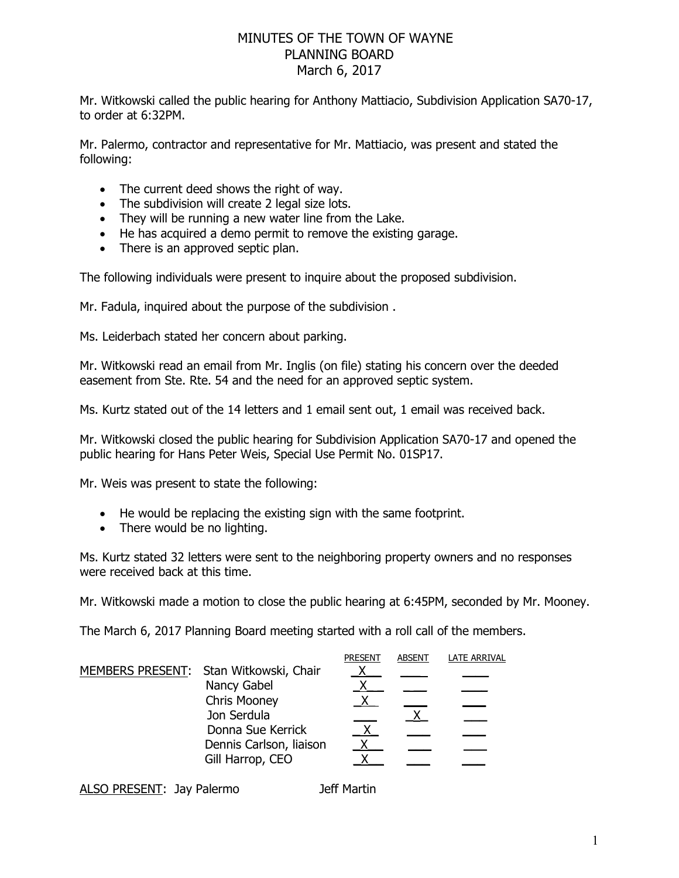# MINUTES OF THE TOWN OF WAYNE
## PLANNING BOARD
### March 6, 2017

Mr. Witkowski called the public hearing for Anthony Mattiacio, Subdivision Application SA70-17, to order at 6:32PM.

Mr. Palermo, contractor and representative for Mr. Mattiacio, was present and stated the following:

- The current deed shows the right of way.
- The subdivision will create 2 legal size lots.
- They will be running a new water line from the Lake.
- He has acquired a demo permit to remove the existing garage.
- There is an approved septic plan.

The following individuals were present to inquire about the proposed subdivision.

Mr. Fadula, inquired about the purpose of the subdivision .

Ms. Leiderbach stated her concern about parking.

Mr. Witkowski read an email from Mr. Inglis (on file) stating his concern over the deeded easement from Ste. Rte. 54 and the need for an approved septic system.

Ms. Kurtz stated out of the 14 letters and 1 email sent out, 1 email was received back.

Mr. Witkowski closed the public hearing for Subdivision Application SA70-17 and opened the public hearing for Hans Peter Weis, Special Use Permit No. 01SP17.

Mr. Weis was present to state the following:

- He would be replacing the existing sign with the same footprint.
- There would be no lighting.

Ms. Kurtz stated 32 letters were sent to the neighboring property owners and no responses were received back at this time.

Mr. Witkowski made a motion to close the public hearing at 6:45PM, seconded by Mr. Mooney.

The March 6, 2017 Planning Board meeting started with a roll call of the members.

| | | PRESENT | ABSENT | LATE ARRIVAL |
|---|---|---|---|---|
| MEMBERS PRESENT: | Stan Witkowski, Chair | X | | |
| | Nancy Gabel | X | | |
| | Chris Mooney | X | | |
| | Jon Serdula | | X | |
| | Donna Sue Kerrick | X | | |
| | Dennis Carlson, liaison | X | | |
| | Gill Harrop, CEO | X | | |

ALSO PRESENT: Jay Palermo Jeff Martin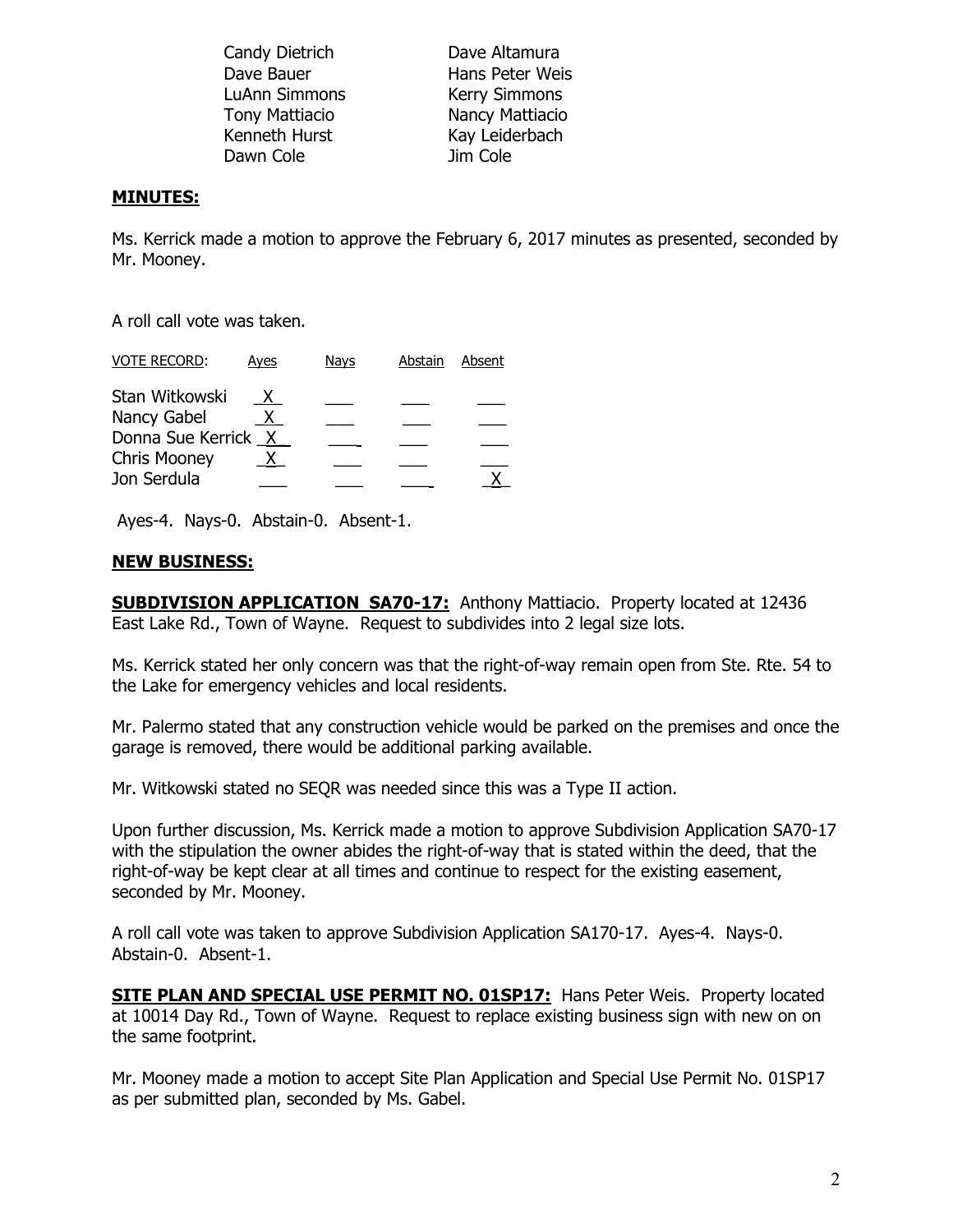| | |
|---|---|
| Candy Dietrich | Dave Altamura |
| Dave Bauer | Hans Peter Weis |
| LuAnn Simmons | Kerry Simmons |
| Tony Mattiacio | Nancy Mattiacio |
| Kenneth Hurst | Kay Leiderbach |
| Dawn Cole | Jim Cole |

## MINUTES:

Ms. Kerrick made a motion to approve the February 6, 2017 minutes as presented, seconded by Mr. Mooney.

A roll call vote was taken.

| VOTE RECORD: | Ayes | Nays | Abstain | Absent |
|---|---|---|---|---|
| Stan Witkowski | X | | | |
| Nancy Gabel | X | | | |
| Donna Sue Kerrick | X | | | |
| Chris Mooney | X | | | |
| Jon Serdula | | | | X |

Ayes-4. Nays-0. Abstain-0. Absent-1.

## NEW BUSINESS:

**SUBDIVISION APPLICATION SA70-17:** Anthony Mattiacio. Property located at 12436 East Lake Rd., Town of Wayne. Request to subdivides into 2 legal size lots.

Ms. Kerrick stated her only concern was that the right-of-way remain open from Ste. Rte. 54 to the Lake for emergency vehicles and local residents.

Mr. Palermo stated that any construction vehicle would be parked on the premises and once the garage is removed, there would be additional parking available.

Mr. Witkowski stated no SEQR was needed since this was a Type II action.

Upon further discussion, Ms. Kerrick made a motion to approve Subdivision Application SA70-17 with the stipulation the owner abides the right-of-way that is stated within the deed, that the right-of-way be kept clear at all times and continue to respect for the existing easement, seconded by Mr. Mooney.

A roll call vote was taken to approve Subdivision Application SA170-17. Ayes-4. Nays-0. Abstain-0. Absent-1.

**SITE PLAN AND SPECIAL USE PERMIT NO. 01SP17:** Hans Peter Weis. Property located at 10014 Day Rd., Town of Wayne. Request to replace existing business sign with new on on the same footprint.

Mr. Mooney made a motion to accept Site Plan Application and Special Use Permit No. 01SP17 as per submitted plan, seconded by Ms. Gabel.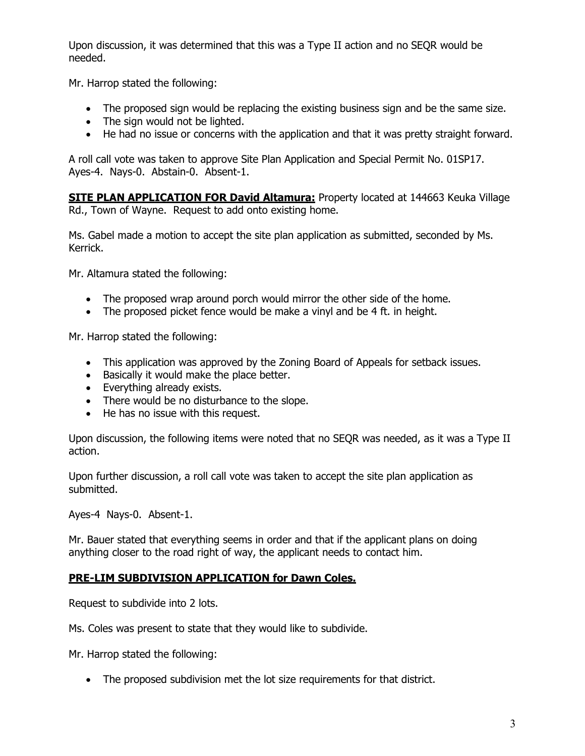Upon discussion, it was determined that this was a Type II action and no SEQR would be needed.

Mr. Harrop stated the following:

- The proposed sign would be replacing the existing business sign and be the same size.
- The sign would not be lighted.
- He had no issue or concerns with the application and that it was pretty straight forward.

A roll call vote was taken to approve Site Plan Application and Special Permit No. 01SP17. Ayes-4. Nays-0. Abstain-0. Absent-1.

**SITE PLAN APPLICATION FOR David Altamura:** Property located at 144663 Keuka Village Rd., Town of Wayne. Request to add onto existing home.

Ms. Gabel made a motion to accept the site plan application as submitted, seconded by Ms. Kerrick.

Mr. Altamura stated the following:

- The proposed wrap around porch would mirror the other side of the home.
- The proposed picket fence would be make a vinyl and be 4 ft. in height.

Mr. Harrop stated the following:

- This application was approved by the Zoning Board of Appeals for setback issues.
- Basically it would make the place better.
- Everything already exists.
- There would be no disturbance to the slope.
- He has no issue with this request.

Upon discussion, the following items were noted that no SEQR was needed, as it was a Type II action.

Upon further discussion, a roll call vote was taken to accept the site plan application as submitted.

Ayes-4 Nays-0. Absent-1.

Mr. Bauer stated that everything seems in order and that if the applicant plans on doing anything closer to the road right of way, the applicant needs to contact him.

**PRE-LIM SUBDIVISION APPLICATION for Dawn Coles.**

Request to subdivide into 2 lots.

Ms. Coles was present to state that they would like to subdivide.

Mr. Harrop stated the following:

- The proposed subdivision met the lot size requirements for that district.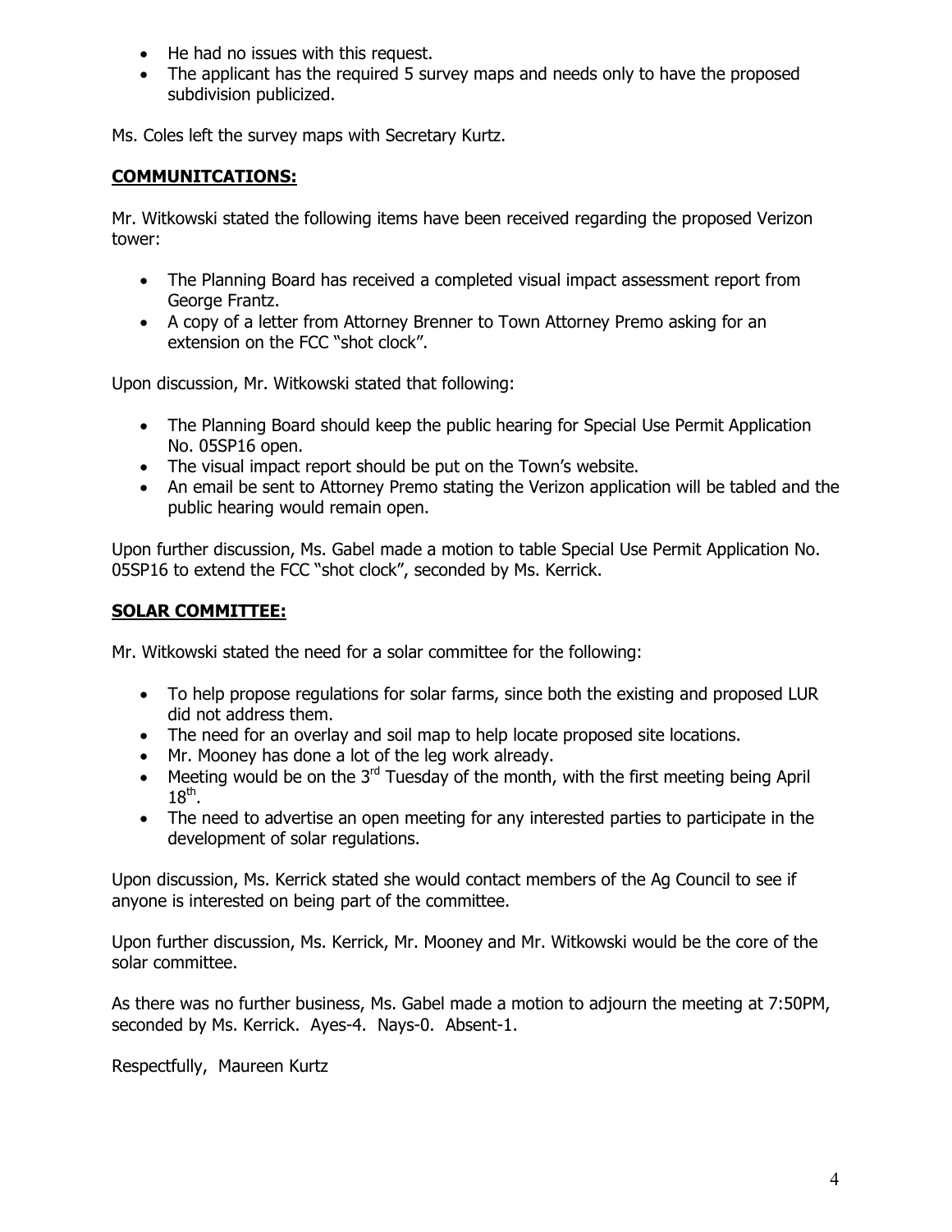- He had no issues with this request.
- The applicant has the required 5 survey maps and needs only to have the proposed subdivision publicized.

Ms. Coles left the survey maps with Secretary Kurtz.

## **COMMUNITCATIONS:**

Mr. Witkowski stated the following items have been received regarding the proposed Verizon tower:

- The Planning Board has received a completed visual impact assessment report from George Frantz.
- A copy of a letter from Attorney Brenner to Town Attorney Premo asking for an extension on the FCC "shot clock".

Upon discussion, Mr. Witkowski stated that following:

- The Planning Board should keep the public hearing for Special Use Permit Application No. 05SP16 open.
- The visual impact report should be put on the Town's website.
- An email be sent to Attorney Premo stating the Verizon application will be tabled and the public hearing would remain open.

Upon further discussion, Ms. Gabel made a motion to table Special Use Permit Application No. 05SP16 to extend the FCC "shot clock", seconded by Ms. Kerrick.

## **SOLAR COMMITTEE:**

Mr. Witkowski stated the need for a solar committee for the following:

- To help propose regulations for solar farms, since both the existing and proposed LUR did not address them.
- The need for an overlay and soil map to help locate proposed site locations.
- Mr. Mooney has done a lot of the leg work already.
- Meeting would be on the 3rd Tuesday of the month, with the first meeting being April 18th.
- The need to advertise an open meeting for any interested parties to participate in the development of solar regulations.

Upon discussion, Ms. Kerrick stated she would contact members of the Ag Council to see if anyone is interested on being part of the committee.

Upon further discussion, Ms. Kerrick, Mr. Mooney and Mr. Witkowski would be the core of the solar committee.

As there was no further business, Ms. Gabel made a motion to adjourn the meeting at 7:50PM, seconded by Ms. Kerrick. Ayes-4. Nays-0. Absent-1.

Respectfully, Maureen Kurtz